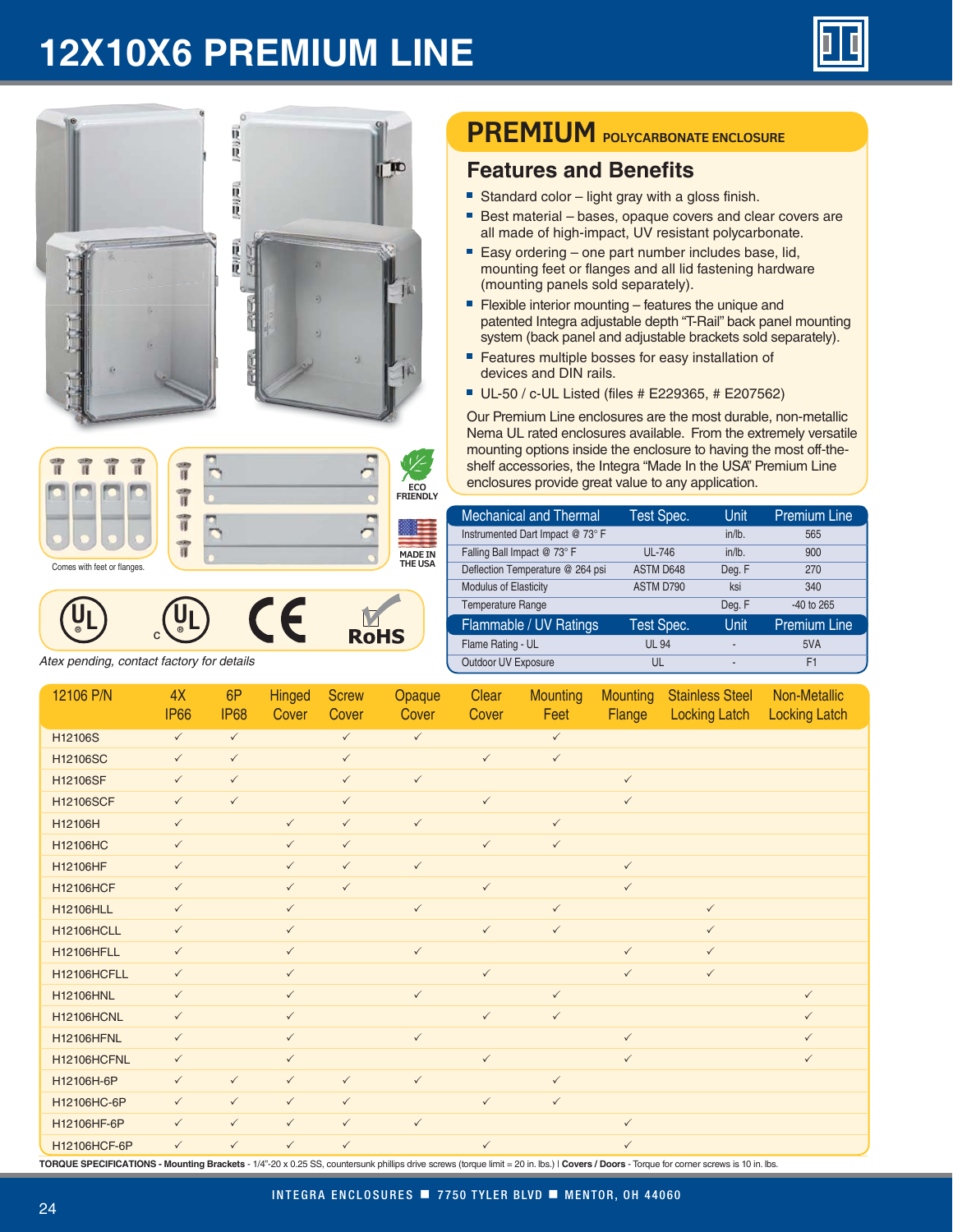# 12X10X6 PREMIUM LINE

Comes with feet or flanges.

ECO FRIENDLY

MADE IN THE USA

*Atex pending, contact factory for details*

## PREMIUM POLYCARBONATE ENCLOSURE

### Features and Benefits

- Standard color – light gray with a gloss finish.
- Best material – bases, opaque covers and clear covers are all made of high-impact, UV resistant polycarbonate.
- Easy ordering – one part number includes base, lid, mounting feet or flanges and all lid fastening hardware (mounting panels sold separately).
- Flexible interior mounting – features the unique and patented Integra adjustable depth "T-Rail" back panel mounting system (back panel and adjustable brackets sold separately).
- Features multiple bosses for easy installation of devices and DIN rails.
- UL-50 / c-UL Listed (files # E229365, # E207562)

Our Premium Line enclosures are the most durable, non-metallic Nema UL rated enclosures available. From the extremely versatile mounting options inside the enclosure to having the most off-the-shelf accessories, the Integra "Made In the USA" Premium Line enclosures provide great value to any application.

| Mechanical and Thermal | Test Spec. | Unit | Premium Line |
|---|---|---|---|
| Instrumented Dart Impact @ 73° F | | in/lb. | 565 |
| Falling Ball Impact @ 73° F | UL-746 | in/lb. | 900 |
| Deflection Temperature @ 264 psi | ASTM D648 | Deg. F | 270 |
| Modulus of Elasticity | ASTM D790 | ksi | 340 |
| Temperature Range | | Deg. F | -40 to 265 |
| **Flammable / UV Ratings** | **Test Spec.** | **Unit** | **Premium Line** |
| Flame Rating - UL | UL 94 | - | 5VA |
| Outdoor UV Exposure | UL | - | F1 |

| 12106 P/N | 4X IP66 | 6P IP68 | Hinged Cover | Screw Cover | Opaque Cover | Clear Cover | Mounting Feet | Mounting Flange | Stainless Steel Locking Latch | Non-Metallic Locking Latch |
|---|---|---|---|---|---|---|---|---|---|---|
| H12106S | ✓ | ✓ | | ✓ | ✓ | | ✓ | | | |
| H12106SC | ✓ | ✓ | | ✓ | | ✓ | ✓ | | | |
| H12106SF | ✓ | ✓ | | ✓ | ✓ | | | ✓ | | |
| H12106SCF | ✓ | ✓ | | ✓ | | ✓ | | ✓ | | |
| H12106H | ✓ | | ✓ | ✓ | ✓ | | ✓ | | | |
| H12106HC | ✓ | | ✓ | ✓ | | ✓ | ✓ | | | |
| H12106HF | ✓ | | ✓ | ✓ | ✓ | | | ✓ | | |
| H12106HCF | ✓ | | ✓ | ✓ | | ✓ | | ✓ | | |
| H12106HLL | ✓ | | ✓ | | ✓ | | ✓ | | ✓ | |
| H12106HCLL | ✓ | | ✓ | | | ✓ | ✓ | | ✓ | |
| H12106HFLL | ✓ | | ✓ | | ✓ | | | ✓ | ✓ | |
| H12106HCFLL | ✓ | | ✓ | | | ✓ | | ✓ | ✓ | |
| H12106HNL | ✓ | | ✓ | | ✓ | | ✓ | | | ✓ |
| H12106HCNL | ✓ | | ✓ | | | ✓ | ✓ | | | ✓ |
| H12106HFNL | ✓ | | ✓ | | ✓ | | | ✓ | | ✓ |
| H12106HCFNL | ✓ | | ✓ | | | ✓ | | ✓ | | ✓ |
| H12106H-6P | ✓ | ✓ | ✓ | ✓ | ✓ | | ✓ | | | |
| H12106HC-6P | ✓ | ✓ | ✓ | ✓ | | ✓ | ✓ | | | |
| H12106HF-6P | ✓ | ✓ | ✓ | ✓ | ✓ | | | ✓ | | |
| H12106HCF-6P | ✓ | ✓ | ✓ | ✓ | | ✓ | | ✓ | | |

**TORQUE SPECIFICATIONS - Mounting Brackets** - 1/4"-20 x 0.25 SS, countersunk phillips drive screws (torque limit = 20 in. lbs.) | **Covers / Doors** - Torque for corner screws is 10 in. lbs.

INTEGRA ENCLOSURES ■ 7750 TYLER BLVD ■ MENTOR, OH 44060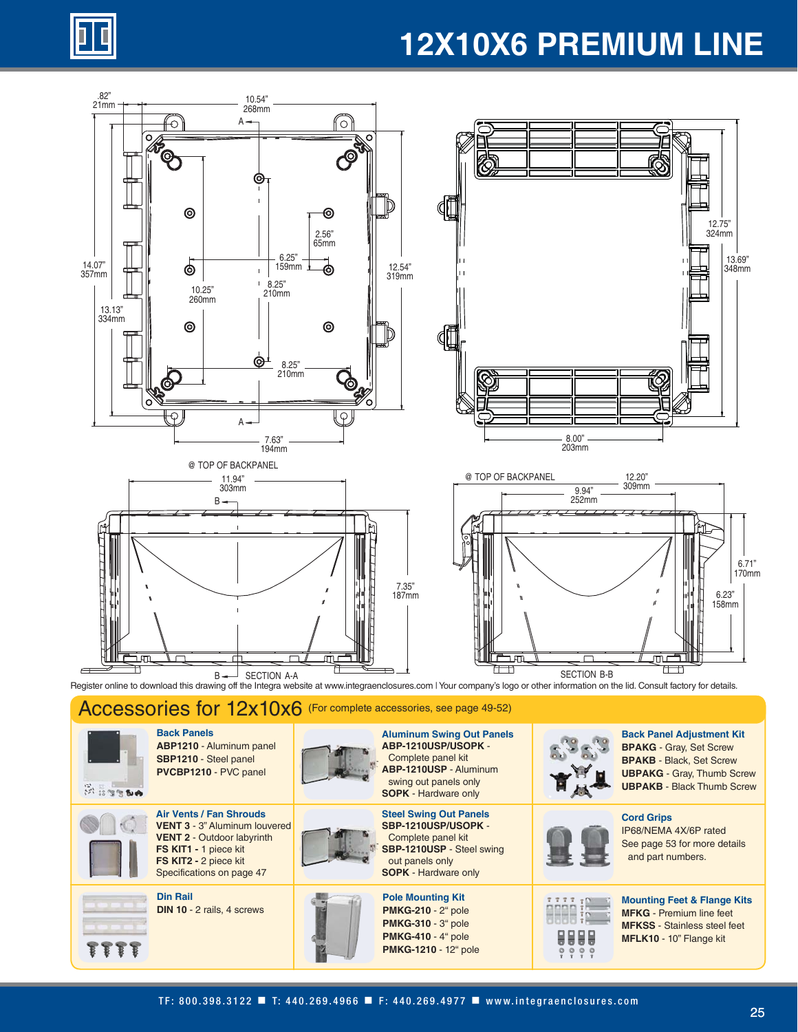# 12X10X6 PREMIUM LINE

.82"
21mm

10.54"
268mm

14.07"
357mm

13.13"
334mm

10.25"
260mm

6.25"
159mm

2.56"
65mm

8.25"
210mm

8.25"
210mm

12.54"
319mm

7.63"
194mm

8.00"
203mm

12.75"
324mm

13.69"
348mm

@ TOP OF BACKPANEL

11.94"
303mm

7.35"
187mm

SECTION A-A

@ TOP OF BACKPANEL

9.94"
252mm

12.20"
309mm

6.71"
170mm

6.23"
158mm

SECTION B-B

Register online to download this drawing off the Integra website at www.integraenclosures.com | Your company's logo or other information on the lid. Consult factory for details.

## Accessories for 12x10x6 (For complete accessories, see page 49-52)

**Back Panels**
**ABP1210** - Aluminum panel
**SBP1210** - Steel panel
**PVCBP1210** - PVC panel

**Aluminum Swing Out Panels**
**ABP-1210USP/USOPK** - Complete panel kit
**ABP-1210USP** - Aluminum swing out panels only
**SOPK** - Hardware only

**Back Panel Adjustment Kit**
**BPAKG** - Gray, Set Screw
**BPAKB** - Black, Set Screw
**UBPAKG** - Gray, Thumb Screw
**UBPAKB** - Black Thumb Screw

**Air Vents / Fan Shrouds**
**VENT 3** - 3" Aluminum louvered
**VENT 2** - Outdoor labyrinth
**FS KIT1 -** 1 piece kit
**FS KIT2 -** 2 piece kit
Specifications on page 47

**Steel Swing Out Panels**
**SBP-1210USP/USOPK** - Complete panel kit
**SBP-1210USP** - Steel swing out panels only
**SOPK** - Hardware only

**Cord Grips**
IP68/NEMA 4X/6P rated
See page 53 for more details and part numbers.

**Din Rail**
**DIN 10** - 2 rails, 4 screws

**Pole Mounting Kit**
**PMKG-210** - 2" pole
**PMKG-310** - 3" pole
**PMKG-410** - 4" pole
**PMKG-1210** - 12" pole

**Mounting Feet & Flange Kits**
**MFKG** - Premium line feet
**MFKSS** - Stainless steel feet
**MFLK10** - 10" Flange kit

TF: 800.398.3122 ■ T: 440.269.4966 ■ F: 440.269.4977 ■ www.integraenclosures.com